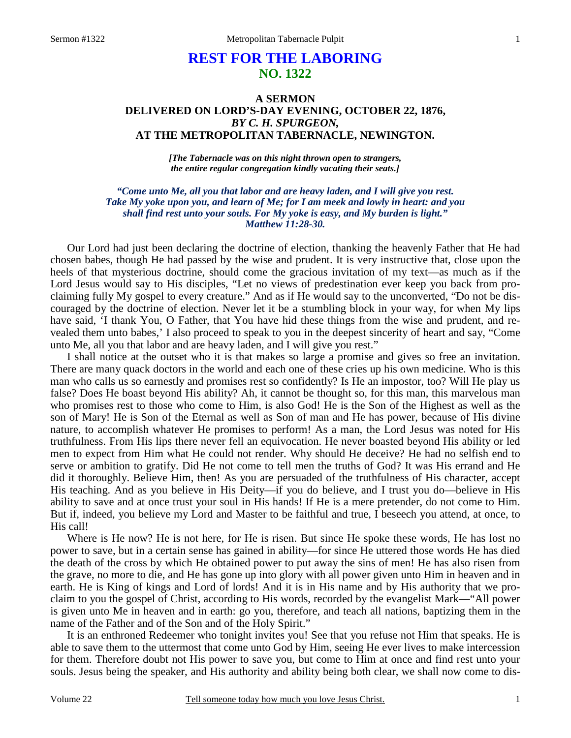# REST FOR THE LABORING
## NO. 1322

### A SERMON
### DELIVERED ON LORD'S-DAY EVENING, OCTOBER 22, 1876,
### *BY C. H. SPURGEON,*
### AT THE METROPOLITAN TABERNACLE, NEWINGTON.

***[The Tabernacle was on this night thrown open to strangers, the entire regular congregation kindly vacating their seats.]***

***"Come unto Me, all you that labor and are heavy laden, and I will give you rest. Take My yoke upon you, and learn of Me; for I am meek and lowly in heart: and you shall find rest unto your souls. For My yoke is easy, and My burden is light." Matthew 11:28-30.***

Our Lord had just been declaring the doctrine of election, thanking the heavenly Father that He had chosen babes, though He had passed by the wise and prudent. It is very instructive that, close upon the heels of that mysterious doctrine, should come the gracious invitation of my text—as much as if the Lord Jesus would say to His disciples, "Let no views of predestination ever keep you back from proclaiming fully My gospel to every creature." And as if He would say to the unconverted, "Do not be discouraged by the doctrine of election. Never let it be a stumbling block in your way, for when My lips have said, 'I thank You, O Father, that You have hid these things from the wise and prudent, and revealed them unto babes,' I also proceed to speak to you in the deepest sincerity of heart and say, "Come unto Me, all you that labor and are heavy laden, and I will give you rest."

I shall notice at the outset who it is that makes so large a promise and gives so free an invitation. There are many quack doctors in the world and each one of these cries up his own medicine. Who is this man who calls us so earnestly and promises rest so confidently? Is He an impostor, too? Will He play us false? Does He boast beyond His ability? Ah, it cannot be thought so, for this man, this marvelous man who promises rest to those who come to Him, is also God! He is the Son of the Highest as well as the son of Mary! He is Son of the Eternal as well as Son of man and He has power, because of His divine nature, to accomplish whatever He promises to perform! As a man, the Lord Jesus was noted for His truthfulness. From His lips there never fell an equivocation. He never boasted beyond His ability or led men to expect from Him what He could not render. Why should He deceive? He had no selfish end to serve or ambition to gratify. Did He not come to tell men the truths of God? It was His errand and He did it thoroughly. Believe Him, then! As you are persuaded of the truthfulness of His character, accept His teaching. And as you believe in His Deity—if you do believe, and I trust you do—believe in His ability to save and at once trust your soul in His hands! If He is a mere pretender, do not come to Him. But if, indeed, you believe my Lord and Master to be faithful and true, I beseech you attend, at once, to His call!

Where is He now? He is not here, for He is risen. But since He spoke these words, He has lost no power to save, but in a certain sense has gained in ability—for since He uttered those words He has died the death of the cross by which He obtained power to put away the sins of men! He has also risen from the grave, no more to die, and He has gone up into glory with all power given unto Him in heaven and in earth. He is King of kings and Lord of lords! And it is in His name and by His authority that we proclaim to you the gospel of Christ, according to His words, recorded by the evangelist Mark—"All power is given unto Me in heaven and in earth: go you, therefore, and teach all nations, baptizing them in the name of the Father and of the Son and of the Holy Spirit."

It is an enthroned Redeemer who tonight invites you! See that you refuse not Him that speaks. He is able to save them to the uttermost that come unto God by Him, seeing He ever lives to make intercession for them. Therefore doubt not His power to save you, but come to Him at once and find rest unto your souls. Jesus being the speaker, and His authority and ability being both clear, we shall now come to dis-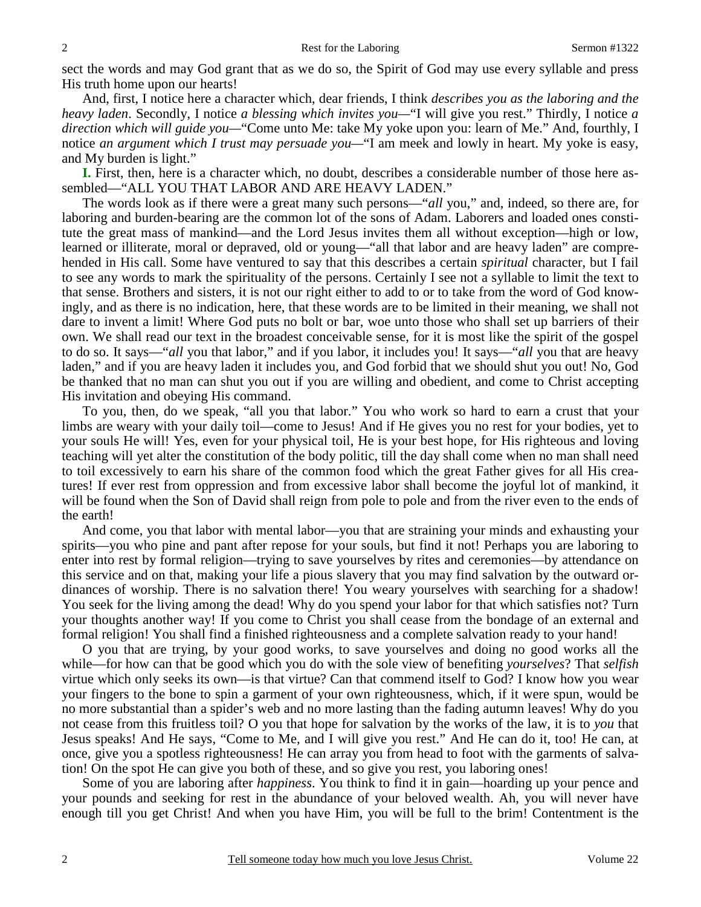sect the words and may God grant that as we do so, the Spirit of God may use every syllable and press His truth home upon our hearts!

And, first, I notice here a character which, dear friends, I think *describes you as the laboring and the heavy laden*. Secondly, I notice *a blessing which invites you*—"I will give you rest." Thirdly, I notice *a direction which will guide you*—"Come unto Me: take My yoke upon you: learn of Me." And, fourthly, I notice *an argument which I trust may persuade you*—"I am meek and lowly in heart. My yoke is easy, and My burden is light."

**I.** First, then, here is a character which, no doubt, describes a considerable number of those here assembled—"ALL YOU THAT LABOR AND ARE HEAVY LADEN."

The words look as if there were a great many such persons—"*all* you," and, indeed, so there are, for laboring and burden-bearing are the common lot of the sons of Adam. Laborers and loaded ones constitute the great mass of mankind—and the Lord Jesus invites them all without exception—high or low, learned or illiterate, moral or depraved, old or young—"all that labor and are heavy laden" are comprehended in His call. Some have ventured to say that this describes a certain *spiritual* character, but I fail to see any words to mark the spirituality of the persons. Certainly I see not a syllable to limit the text to that sense. Brothers and sisters, it is not our right either to add to or to take from the word of God knowingly, and as there is no indication, here, that these words are to be limited in their meaning, we shall not dare to invent a limit! Where God puts no bolt or bar, woe unto those who shall set up barriers of their own. We shall read our text in the broadest conceivable sense, for it is most like the spirit of the gospel to do so. It says—"*all* you that labor," and if you labor, it includes you! It says—"*all* you that are heavy laden," and if you are heavy laden it includes you, and God forbid that we should shut you out! No, God be thanked that no man can shut you out if you are willing and obedient, and come to Christ accepting His invitation and obeying His command.

To you, then, do we speak, "all you that labor." You who work so hard to earn a crust that your limbs are weary with your daily toil—come to Jesus! And if He gives you no rest for your bodies, yet to your souls He will! Yes, even for your physical toil, He is your best hope, for His righteous and loving teaching will yet alter the constitution of the body politic, till the day shall come when no man shall need to toil excessively to earn his share of the common food which the great Father gives for all His creatures! If ever rest from oppression and from excessive labor shall become the joyful lot of mankind, it will be found when the Son of David shall reign from pole to pole and from the river even to the ends of the earth!

And come, you that labor with mental labor—you that are straining your minds and exhausting your spirits—you who pine and pant after repose for your souls, but find it not! Perhaps you are laboring to enter into rest by formal religion—trying to save yourselves by rites and ceremonies—by attendance on this service and on that, making your life a pious slavery that you may find salvation by the outward ordinances of worship. There is no salvation there! You weary yourselves with searching for a shadow! You seek for the living among the dead! Why do you spend your labor for that which satisfies not? Turn your thoughts another way! If you come to Christ you shall cease from the bondage of an external and formal religion! You shall find a finished righteousness and a complete salvation ready to your hand!

O you that are trying, by your good works, to save yourselves and doing no good works all the while—for how can that be good which you do with the sole view of benefiting *yourselves*? That *selfish* virtue which only seeks its own—is that virtue? Can that commend itself to God? I know how you wear your fingers to the bone to spin a garment of your own righteousness, which, if it were spun, would be no more substantial than a spider's web and no more lasting than the fading autumn leaves! Why do you not cease from this fruitless toil? O you that hope for salvation by the works of the law, it is to *you* that Jesus speaks! And He says, "Come to Me, and I will give you rest." And He can do it, too! He can, at once, give you a spotless righteousness! He can array you from head to foot with the garments of salvation! On the spot He can give you both of these, and so give you rest, you laboring ones!

Some of you are laboring after *happiness*. You think to find it in gain—hoarding up your pence and your pounds and seeking for rest in the abundance of your beloved wealth. Ah, you will never have enough till you get Christ! And when you have Him, you will be full to the brim! Contentment is the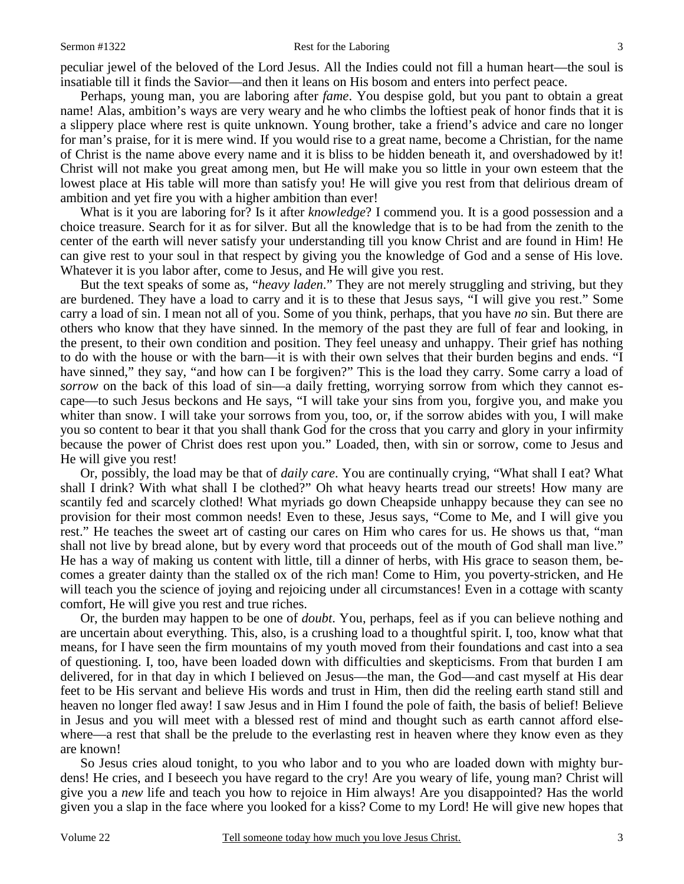peculiar jewel of the beloved of the Lord Jesus. All the Indies could not fill a human heart—the soul is insatiable till it finds the Savior—and then it leans on His bosom and enters into perfect peace.

Perhaps, young man, you are laboring after *fame*. You despise gold, but you pant to obtain a great name! Alas, ambition's ways are very weary and he who climbs the loftiest peak of honor finds that it is a slippery place where rest is quite unknown. Young brother, take a friend's advice and care no longer for man's praise, for it is mere wind. If you would rise to a great name, become a Christian, for the name of Christ is the name above every name and it is bliss to be hidden beneath it, and overshadowed by it! Christ will not make you great among men, but He will make you so little in your own esteem that the lowest place at His table will more than satisfy you! He will give you rest from that delirious dream of ambition and yet fire you with a higher ambition than ever!

What is it you are laboring for? Is it after *knowledge*? I commend you. It is a good possession and a choice treasure. Search for it as for silver. But all the knowledge that is to be had from the zenith to the center of the earth will never satisfy your understanding till you know Christ and are found in Him! He can give rest to your soul in that respect by giving you the knowledge of God and a sense of His love. Whatever it is you labor after, come to Jesus, and He will give you rest.

But the text speaks of some as, "*heavy laden*." They are not merely struggling and striving, but they are burdened. They have a load to carry and it is to these that Jesus says, "I will give you rest." Some carry a load of sin. I mean not all of you. Some of you think, perhaps, that you have *no* sin. But there are others who know that they have sinned. In the memory of the past they are full of fear and looking, in the present, to their own condition and position. They feel uneasy and unhappy. Their grief has nothing to do with the house or with the barn—it is with their own selves that their burden begins and ends. "I have sinned," they say, "and how can I be forgiven?" This is the load they carry. Some carry a load of *sorrow* on the back of this load of sin—a daily fretting, worrying sorrow from which they cannot escape—to such Jesus beckons and He says, "I will take your sins from you, forgive you, and make you whiter than snow. I will take your sorrows from you, too, or, if the sorrow abides with you, I will make you so content to bear it that you shall thank God for the cross that you carry and glory in your infirmity because the power of Christ does rest upon you." Loaded, then, with sin or sorrow, come to Jesus and He will give you rest!

Or, possibly, the load may be that of *daily care*. You are continually crying, "What shall I eat? What shall I drink? With what shall I be clothed?" Oh what heavy hearts tread our streets! How many are scantily fed and scarcely clothed! What myriads go down Cheapside unhappy because they can see no provision for their most common needs! Even to these, Jesus says, "Come to Me, and I will give you rest." He teaches the sweet art of casting our cares on Him who cares for us. He shows us that, "man shall not live by bread alone, but by every word that proceeds out of the mouth of God shall man live." He has a way of making us content with little, till a dinner of herbs, with His grace to season them, becomes a greater dainty than the stalled ox of the rich man! Come to Him, you poverty-stricken, and He will teach you the science of joying and rejoicing under all circumstances! Even in a cottage with scanty comfort, He will give you rest and true riches.

Or, the burden may happen to be one of *doubt*. You, perhaps, feel as if you can believe nothing and are uncertain about everything. This, also, is a crushing load to a thoughtful spirit. I, too, know what that means, for I have seen the firm mountains of my youth moved from their foundations and cast into a sea of questioning. I, too, have been loaded down with difficulties and skepticisms. From that burden I am delivered, for in that day in which I believed on Jesus—the man, the God—and cast myself at His dear feet to be His servant and believe His words and trust in Him, then did the reeling earth stand still and heaven no longer fled away! I saw Jesus and in Him I found the pole of faith, the basis of belief! Believe in Jesus and you will meet with a blessed rest of mind and thought such as earth cannot afford elsewhere—a rest that shall be the prelude to the everlasting rest in heaven where they know even as they are known!

So Jesus cries aloud tonight, to you who labor and to you who are loaded down with mighty burdens! He cries, and I beseech you have regard to the cry! Are you weary of life, young man? Christ will give you a *new* life and teach you how to rejoice in Him always! Are you disappointed? Has the world given you a slap in the face where you looked for a kiss? Come to my Lord! He will give new hopes that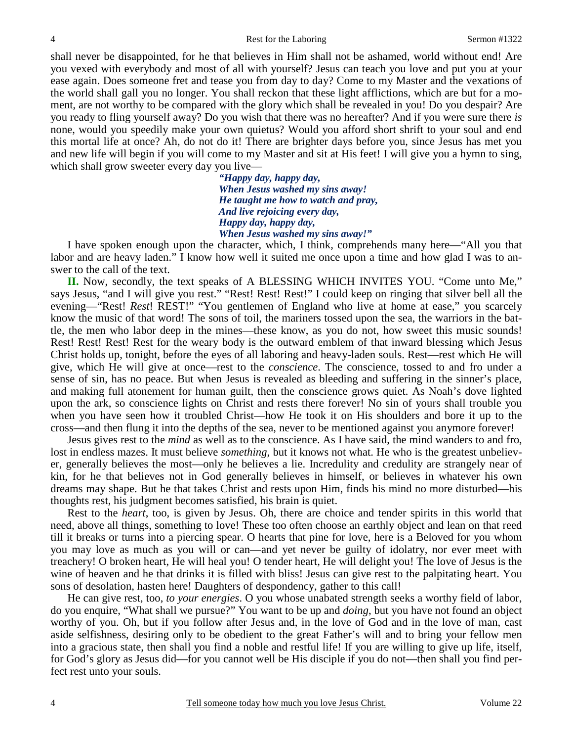shall never be disappointed, for he that believes in Him shall not be ashamed, world without end! Are you vexed with everybody and most of all with yourself? Jesus can teach you love and put you at your ease again. Does someone fret and tease you from day to day? Come to my Master and the vexations of the world shall gall you no longer. You shall reckon that these light afflictions, which are but for a moment, are not worthy to be compared with the glory which shall be revealed in you! Do you despair? Are you ready to fling yourself away? Do you wish that there was no hereafter? And if you were sure there *is* none, would you speedily make your own quietus? Would you afford short shrift to your soul and end this mortal life at once? Ah, do not do it! There are brighter days before you, since Jesus has met you and new life will begin if you will come to my Master and sit at His feet! I will give you a hymn to sing, which shall grow sweeter every day you live—

> *"Happy day, happy day,*
> *When Jesus washed my sins away!*
> *He taught me how to watch and pray,*
> *And live rejoicing every day,*
> *Happy day, happy day,*
> *When Jesus washed my sins away!"*

I have spoken enough upon the character, which, I think, comprehends many here—"All you that labor and are heavy laden." I know how well it suited me once upon a time and how glad I was to answer to the call of the text.

**II.** Now, secondly, the text speaks of A BLESSING WHICH INVITES YOU. "Come unto Me," says Jesus, "and I will give you rest." "Rest! Rest! Rest!" I could keep on ringing that silver bell all the evening—"Rest! *Rest*! REST!" "You gentlemen of England who live at home at ease," you scarcely know the music of that word! The sons of toil, the mariners tossed upon the sea, the warriors in the battle, the men who labor deep in the mines—these know, as you do not, how sweet this music sounds! Rest! Rest! Rest! Rest for the weary body is the outward emblem of that inward blessing which Jesus Christ holds up, tonight, before the eyes of all laboring and heavy-laden souls. Rest—rest which He will give, which He will give at once—rest to the *conscience*. The conscience, tossed to and fro under a sense of sin, has no peace. But when Jesus is revealed as bleeding and suffering in the sinner's place, and making full atonement for human guilt, then the conscience grows quiet. As Noah's dove lighted upon the ark, so conscience lights on Christ and rests there forever! No sin of yours shall trouble you when you have seen how it troubled Christ—how He took it on His shoulders and bore it up to the cross—and then flung it into the depths of the sea, never to be mentioned against you anymore forever!

Jesus gives rest to the *mind* as well as to the conscience. As I have said, the mind wanders to and fro, lost in endless mazes. It must believe *something*, but it knows not what. He who is the greatest unbeliever, generally believes the most—only he believes a lie. Incredulity and credulity are strangely near of kin, for he that believes not in God generally believes in himself, or believes in whatever his own dreams may shape. But he that takes Christ and rests upon Him, finds his mind no more disturbed—his thoughts rest, his judgment becomes satisfied, his brain is quiet.

Rest to the *heart*, too, is given by Jesus. Oh, there are choice and tender spirits in this world that need, above all things, something to love! These too often choose an earthly object and lean on that reed till it breaks or turns into a piercing spear. O hearts that pine for love, here is a Beloved for you whom you may love as much as you will or can—and yet never be guilty of idolatry, nor ever meet with treachery! O broken heart, He will heal you! O tender heart, He will delight you! The love of Jesus is the wine of heaven and he that drinks it is filled with bliss! Jesus can give rest to the palpitating heart. You sons of desolation, hasten here! Daughters of despondency, gather to this call!

He can give rest, too, *to your energies*. O you whose unabated strength seeks a worthy field of labor, do you enquire, "What shall we pursue?" You want to be up and *doing*, but you have not found an object worthy of you. Oh, but if you follow after Jesus and, in the love of God and in the love of man, cast aside selfishness, desiring only to be obedient to the great Father's will and to bring your fellow men into a gracious state, then shall you find a noble and restful life! If you are willing to give up life, itself, for God's glory as Jesus did—for you cannot well be His disciple if you do not—then shall you find perfect rest unto your souls.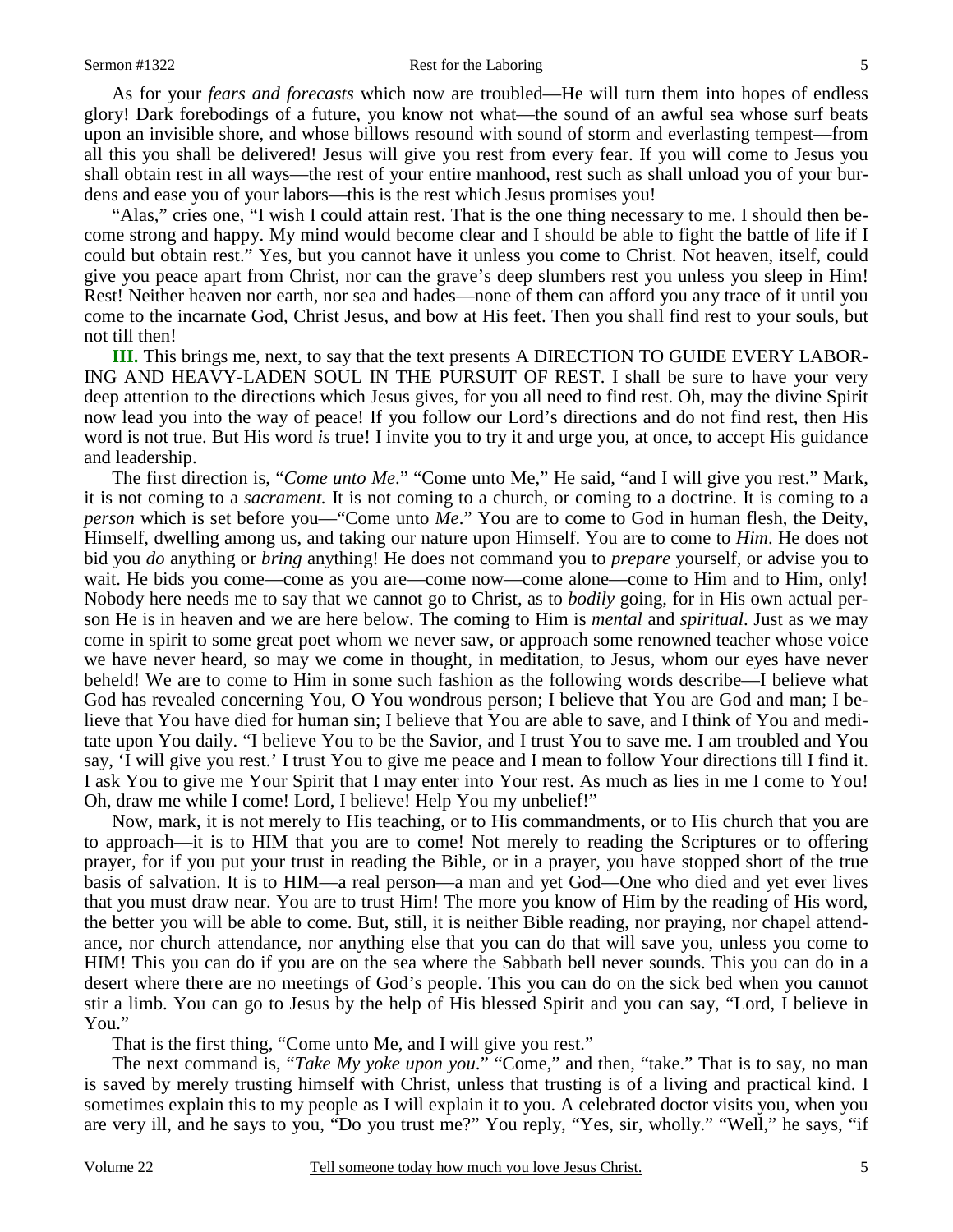As for your *fears and forecasts* which now are troubled—He will turn them into hopes of endless glory! Dark forebodings of a future, you know not what—the sound of an awful sea whose surf beats upon an invisible shore, and whose billows resound with sound of storm and everlasting tempest—from all this you shall be delivered! Jesus will give you rest from every fear. If you will come to Jesus you shall obtain rest in all ways—the rest of your entire manhood, rest such as shall unload you of your burdens and ease you of your labors—this is the rest which Jesus promises you!

"Alas," cries one, "I wish I could attain rest. That is the one thing necessary to me. I should then become strong and happy. My mind would become clear and I should be able to fight the battle of life if I could but obtain rest." Yes, but you cannot have it unless you come to Christ. Not heaven, itself, could give you peace apart from Christ, nor can the grave's deep slumbers rest you unless you sleep in Him! Rest! Neither heaven nor earth, nor sea and hades—none of them can afford you any trace of it until you come to the incarnate God, Christ Jesus, and bow at His feet. Then you shall find rest to your souls, but not till then!

**III.** This brings me, next, to say that the text presents A DIRECTION TO GUIDE EVERY LABORING AND HEAVY-LADEN SOUL IN THE PURSUIT OF REST. I shall be sure to have your very deep attention to the directions which Jesus gives, for you all need to find rest. Oh, may the divine Spirit now lead you into the way of peace! If you follow our Lord's directions and do not find rest, then His word is not true. But His word *is* true! I invite you to try it and urge you, at once, to accept His guidance and leadership.

The first direction is, "*Come unto Me*." "Come unto Me," He said, "and I will give you rest." Mark, it is not coming to a *sacrament.* It is not coming to a church, or coming to a doctrine. It is coming to a *person* which is set before you—"Come unto *Me*." You are to come to God in human flesh, the Deity, Himself, dwelling among us, and taking our nature upon Himself. You are to come to *Him*. He does not bid you *do* anything or *bring* anything! He does not command you to *prepare* yourself, or advise you to wait. He bids you come—come as you are—come now—come alone—come to Him and to Him, only! Nobody here needs me to say that we cannot go to Christ, as to *bodily* going, for in His own actual person He is in heaven and we are here below. The coming to Him is *mental* and *spiritual*. Just as we may come in spirit to some great poet whom we never saw, or approach some renowned teacher whose voice we have never heard, so may we come in thought, in meditation, to Jesus, whom our eyes have never beheld! We are to come to Him in some such fashion as the following words describe—I believe what God has revealed concerning You, O You wondrous person; I believe that You are God and man; I believe that You have died for human sin; I believe that You are able to save, and I think of You and meditate upon You daily. "I believe You to be the Savior, and I trust You to save me. I am troubled and You say, 'I will give you rest.' I trust You to give me peace and I mean to follow Your directions till I find it. I ask You to give me Your Spirit that I may enter into Your rest. As much as lies in me I come to You! Oh, draw me while I come! Lord, I believe! Help You my unbelief!"

Now, mark, it is not merely to His teaching, or to His commandments, or to His church that you are to approach—it is to HIM that you are to come! Not merely to reading the Scriptures or to offering prayer, for if you put your trust in reading the Bible, or in a prayer, you have stopped short of the true basis of salvation. It is to HIM—a real person—a man and yet God—One who died and yet ever lives that you must draw near. You are to trust Him! The more you know of Him by the reading of His word, the better you will be able to come. But, still, it is neither Bible reading, nor praying, nor chapel attendance, nor church attendance, nor anything else that you can do that will save you, unless you come to HIM! This you can do if you are on the sea where the Sabbath bell never sounds. This you can do in a desert where there are no meetings of God's people. This you can do on the sick bed when you cannot stir a limb. You can go to Jesus by the help of His blessed Spirit and you can say, "Lord, I believe in You."

That is the first thing, "Come unto Me, and I will give you rest."

The next command is, "*Take My yoke upon you*." "Come," and then, "take." That is to say, no man is saved by merely trusting himself with Christ, unless that trusting is of a living and practical kind. I sometimes explain this to my people as I will explain it to you. A celebrated doctor visits you, when you are very ill, and he says to you, "Do you trust me?" You reply, "Yes, sir, wholly." "Well," he says, "if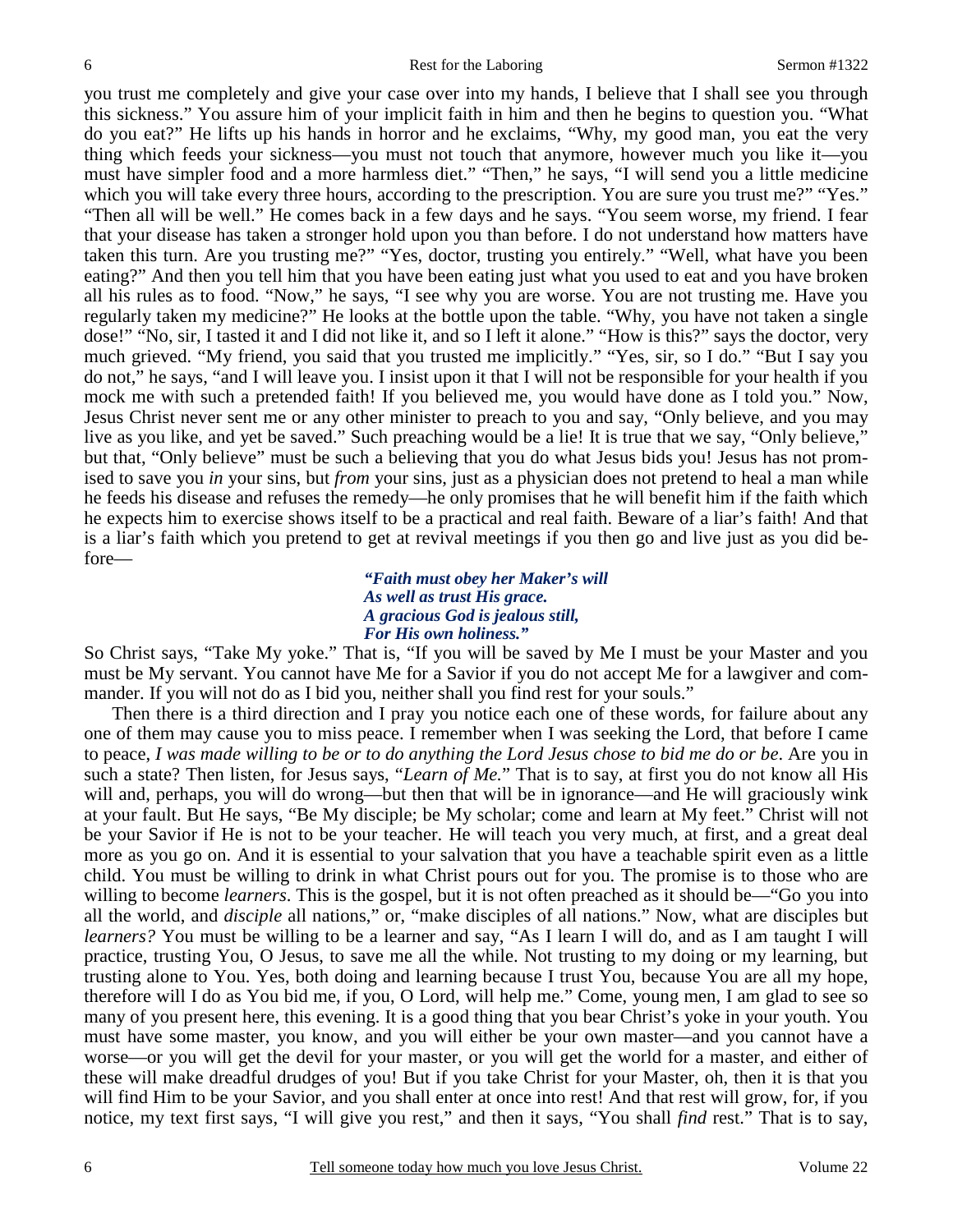you trust me completely and give your case over into my hands, I believe that I shall see you through this sickness." You assure him of your implicit faith in him and then he begins to question you. "What do you eat?" He lifts up his hands in horror and he exclaims, "Why, my good man, you eat the very thing which feeds your sickness—you must not touch that anymore, however much you like it—you must have simpler food and a more harmless diet." "Then," he says, "I will send you a little medicine which you will take every three hours, according to the prescription. You are sure you trust me?" "Yes." "Then all will be well." He comes back in a few days and he says. "You seem worse, my friend. I fear that your disease has taken a stronger hold upon you than before. I do not understand how matters have taken this turn. Are you trusting me?" "Yes, doctor, trusting you entirely." "Well, what have you been eating?" And then you tell him that you have been eating just what you used to eat and you have broken all his rules as to food. "Now," he says, "I see why you are worse. You are not trusting me. Have you regularly taken my medicine?" He looks at the bottle upon the table. "Why, you have not taken a single dose!" "No, sir, I tasted it and I did not like it, and so I left it alone." "How is this?" says the doctor, very much grieved. "My friend, you said that you trusted me implicitly." "Yes, sir, so I do." "But I say you do not," he says, "and I will leave you. I insist upon it that I will not be responsible for your health if you mock me with such a pretended faith! If you believed me, you would have done as I told you." Now, Jesus Christ never sent me or any other minister to preach to you and say, "Only believe, and you may live as you like, and yet be saved." Such preaching would be a lie! It is true that we say, "Only believe," but that, "Only believe" must be such a believing that you do what Jesus bids you! Jesus has not promised to save you *in* your sins, but *from* your sins, just as a physician does not pretend to heal a man while he feeds his disease and refuses the remedy—he only promises that he will benefit him if the faith which he expects him to exercise shows itself to be a practical and real faith. Beware of a liar's faith! And that is a liar's faith which you pretend to get at revival meetings if you then go and live just as you did before—

> ***"Faith must obey her Maker's will***
> ***As well as trust His grace.***
> ***A gracious God is jealous still,***
> ***For His own holiness."***

So Christ says, "Take My yoke." That is, "If you will be saved by Me I must be your Master and you must be My servant. You cannot have Me for a Savior if you do not accept Me for a lawgiver and commander. If you will not do as I bid you, neither shall you find rest for your souls."

Then there is a third direction and I pray you notice each one of these words, for failure about any one of them may cause you to miss peace. I remember when I was seeking the Lord, that before I came to peace, *I was made willing to be or to do anything the Lord Jesus chose to bid me do or be*. Are you in such a state? Then listen, for Jesus says, "*Learn of Me.*" That is to say, at first you do not know all His will and, perhaps, you will do wrong—but then that will be in ignorance—and He will graciously wink at your fault. But He says, "Be My disciple; be My scholar; come and learn at My feet." Christ will not be your Savior if He is not to be your teacher. He will teach you very much, at first, and a great deal more as you go on. And it is essential to your salvation that you have a teachable spirit even as a little child. You must be willing to drink in what Christ pours out for you. The promise is to those who are willing to become *learners*. This is the gospel, but it is not often preached as it should be—"Go you into all the world, and *disciple* all nations," or, "make disciples of all nations." Now, what are disciples but *learners?* You must be willing to be a learner and say, "As I learn I will do, and as I am taught I will practice, trusting You, O Jesus, to save me all the while. Not trusting to my doing or my learning, but trusting alone to You. Yes, both doing and learning because I trust You, because You are all my hope, therefore will I do as You bid me, if you, O Lord, will help me." Come, young men, I am glad to see so many of you present here, this evening. It is a good thing that you bear Christ's yoke in your youth. You must have some master, you know, and you will either be your own master—and you cannot have a worse—or you will get the devil for your master, or you will get the world for a master, and either of these will make dreadful drudges of you! But if you take Christ for your Master, oh, then it is that you will find Him to be your Savior, and you shall enter at once into rest! And that rest will grow, for, if you notice, my text first says, "I will give you rest," and then it says, "You shall *find* rest." That is to say,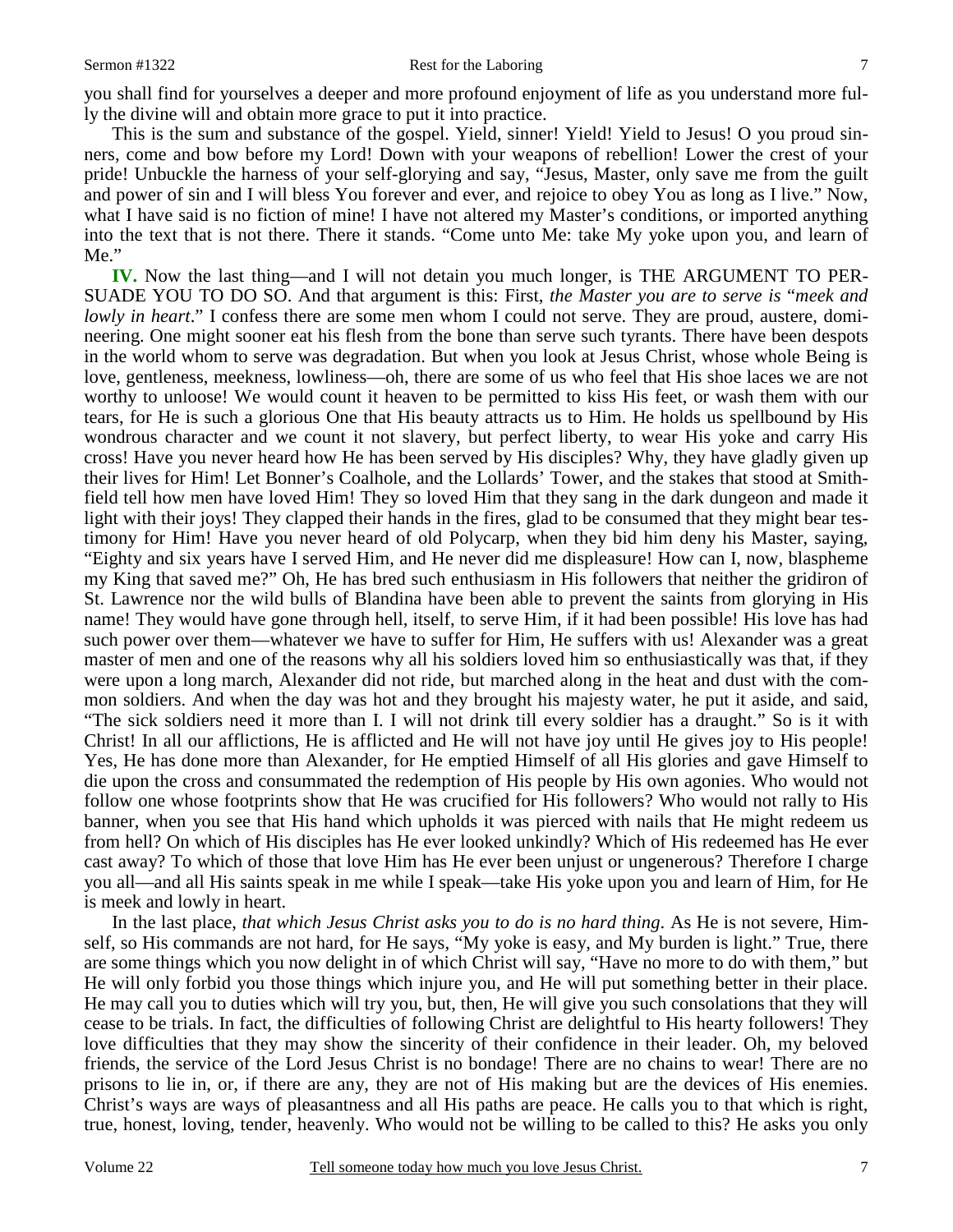you shall find for yourselves a deeper and more profound enjoyment of life as you understand more fully the divine will and obtain more grace to put it into practice.

This is the sum and substance of the gospel. Yield, sinner! Yield! Yield to Jesus! O you proud sinners, come and bow before my Lord! Down with your weapons of rebellion! Lower the crest of your pride! Unbuckle the harness of your self-glorying and say, "Jesus, Master, only save me from the guilt and power of sin and I will bless You forever and ever, and rejoice to obey You as long as I live." Now, what I have said is no fiction of mine! I have not altered my Master's conditions, or imported anything into the text that is not there. There it stands. "Come unto Me: take My yoke upon you, and learn of Me."

**IV.** Now the last thing—and I will not detain you much longer, is THE ARGUMENT TO PERSUADE YOU TO DO SO. And that argument is this: First, *the Master you are to serve is* "*meek and lowly in heart*." I confess there are some men whom I could not serve. They are proud, austere, domineering. One might sooner eat his flesh from the bone than serve such tyrants. There have been despots in the world whom to serve was degradation. But when you look at Jesus Christ, whose whole Being is love, gentleness, meekness, lowliness—oh, there are some of us who feel that His shoe laces we are not worthy to unloose! We would count it heaven to be permitted to kiss His feet, or wash them with our tears, for He is such a glorious One that His beauty attracts us to Him. He holds us spellbound by His wondrous character and we count it not slavery, but perfect liberty, to wear His yoke and carry His cross! Have you never heard how He has been served by His disciples? Why, they have gladly given up their lives for Him! Let Bonner's Coalhole, and the Lollards' Tower, and the stakes that stood at Smithfield tell how men have loved Him! They so loved Him that they sang in the dark dungeon and made it light with their joys! They clapped their hands in the fires, glad to be consumed that they might bear testimony for Him! Have you never heard of old Polycarp, when they bid him deny his Master, saying, "Eighty and six years have I served Him, and He never did me displeasure! How can I, now, blaspheme my King that saved me?" Oh, He has bred such enthusiasm in His followers that neither the gridiron of St. Lawrence nor the wild bulls of Blandina have been able to prevent the saints from glorying in His name! They would have gone through hell, itself, to serve Him, if it had been possible! His love has had such power over them—whatever we have to suffer for Him, He suffers with us! Alexander was a great master of men and one of the reasons why all his soldiers loved him so enthusiastically was that, if they were upon a long march, Alexander did not ride, but marched along in the heat and dust with the common soldiers. And when the day was hot and they brought his majesty water, he put it aside, and said, "The sick soldiers need it more than I. I will not drink till every soldier has a draught." So is it with Christ! In all our afflictions, He is afflicted and He will not have joy until He gives joy to His people! Yes, He has done more than Alexander, for He emptied Himself of all His glories and gave Himself to die upon the cross and consummated the redemption of His people by His own agonies. Who would not follow one whose footprints show that He was crucified for His followers? Who would not rally to His banner, when you see that His hand which upholds it was pierced with nails that He might redeem us from hell? On which of His disciples has He ever looked unkindly? Which of His redeemed has He ever cast away? To which of those that love Him has He ever been unjust or ungenerous? Therefore I charge you all—and all His saints speak in me while I speak—take His yoke upon you and learn of Him, for He is meek and lowly in heart.

In the last place, *that which Jesus Christ asks you to do is no hard thing*. As He is not severe, Himself, so His commands are not hard, for He says, "My yoke is easy, and My burden is light." True, there are some things which you now delight in of which Christ will say, "Have no more to do with them," but He will only forbid you those things which injure you, and He will put something better in their place. He may call you to duties which will try you, but, then, He will give you such consolations that they will cease to be trials. In fact, the difficulties of following Christ are delightful to His hearty followers! They love difficulties that they may show the sincerity of their confidence in their leader. Oh, my beloved friends, the service of the Lord Jesus Christ is no bondage! There are no chains to wear! There are no prisons to lie in, or, if there are any, they are not of His making but are the devices of His enemies. Christ's ways are ways of pleasantness and all His paths are peace. He calls you to that which is right, true, honest, loving, tender, heavenly. Who would not be willing to be called to this? He asks you only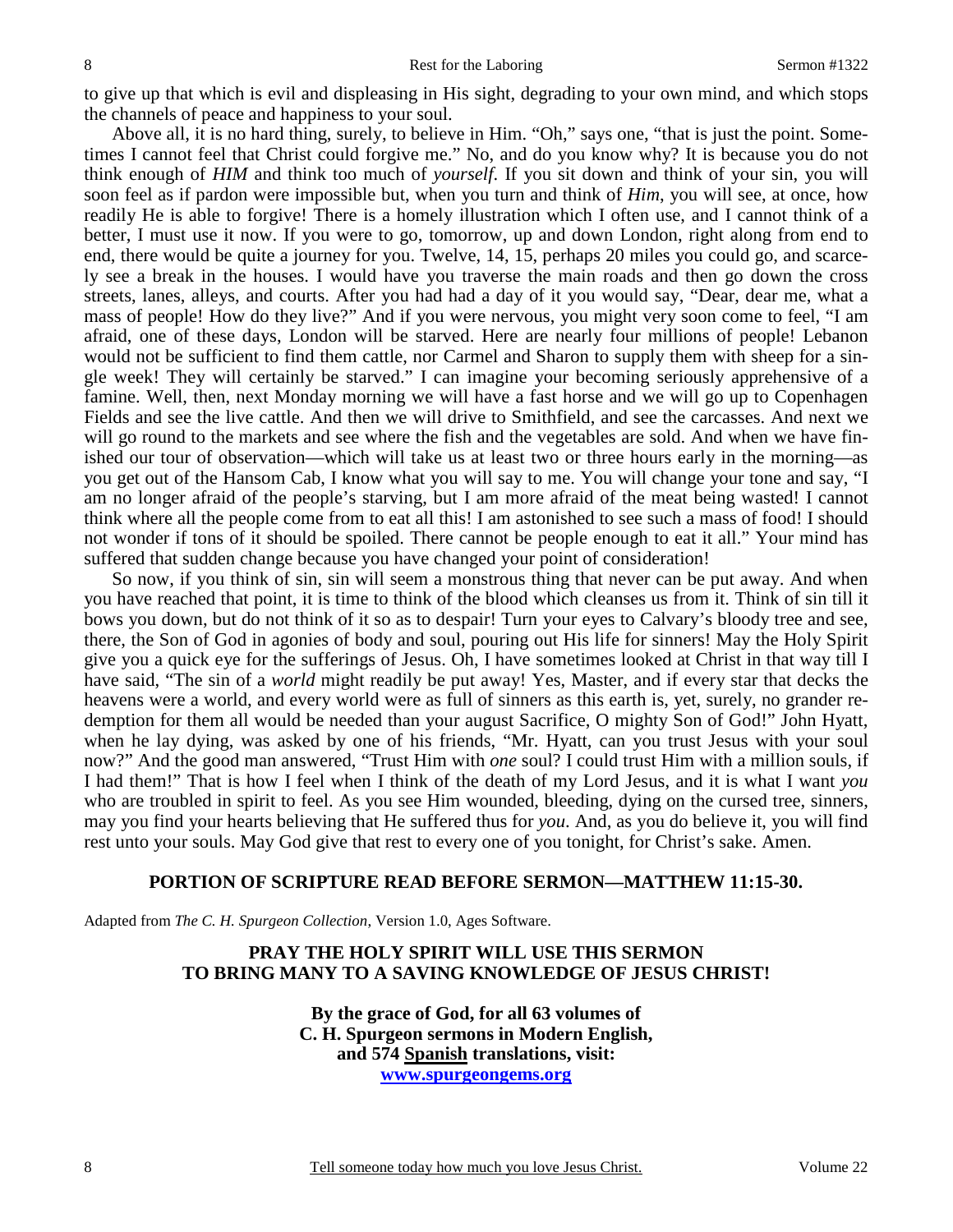to give up that which is evil and displeasing in His sight, degrading to your own mind, and which stops the channels of peace and happiness to your soul.

Above all, it is no hard thing, surely, to believe in Him. "Oh," says one, "that is just the point. Sometimes I cannot feel that Christ could forgive me." No, and do you know why? It is because you do not think enough of *HIM* and think too much of *yourself*. If you sit down and think of your sin, you will soon feel as if pardon were impossible but, when you turn and think of *Him*, you will see, at once, how readily He is able to forgive! There is a homely illustration which I often use, and I cannot think of a better, I must use it now. If you were to go, tomorrow, up and down London, right along from end to end, there would be quite a journey for you. Twelve, 14, 15, perhaps 20 miles you could go, and scarcely see a break in the houses. I would have you traverse the main roads and then go down the cross streets, lanes, alleys, and courts. After you had had a day of it you would say, "Dear, dear me, what a mass of people! How do they live?" And if you were nervous, you might very soon come to feel, "I am afraid, one of these days, London will be starved. Here are nearly four millions of people! Lebanon would not be sufficient to find them cattle, nor Carmel and Sharon to supply them with sheep for a single week! They will certainly be starved." I can imagine your becoming seriously apprehensive of a famine. Well, then, next Monday morning we will have a fast horse and we will go up to Copenhagen Fields and see the live cattle. And then we will drive to Smithfield, and see the carcasses. And next we will go round to the markets and see where the fish and the vegetables are sold. And when we have finished our tour of observation—which will take us at least two or three hours early in the morning—as you get out of the Hansom Cab, I know what you will say to me. You will change your tone and say, "I am no longer afraid of the people's starving, but I am more afraid of the meat being wasted! I cannot think where all the people come from to eat all this! I am astonished to see such a mass of food! I should not wonder if tons of it should be spoiled. There cannot be people enough to eat it all." Your mind has suffered that sudden change because you have changed your point of consideration!

So now, if you think of sin, sin will seem a monstrous thing that never can be put away. And when you have reached that point, it is time to think of the blood which cleanses us from it. Think of sin till it bows you down, but do not think of it so as to despair! Turn your eyes to Calvary's bloody tree and see, there, the Son of God in agonies of body and soul, pouring out His life for sinners! May the Holy Spirit give you a quick eye for the sufferings of Jesus. Oh, I have sometimes looked at Christ in that way till I have said, "The sin of a *world* might readily be put away! Yes, Master, and if every star that decks the heavens were a world, and every world were as full of sinners as this earth is, yet, surely, no grander redemption for them all would be needed than your august Sacrifice, O mighty Son of God!" John Hyatt, when he lay dying, was asked by one of his friends, "Mr. Hyatt, can you trust Jesus with your soul now?" And the good man answered, "Trust Him with *one* soul? I could trust Him with a million souls, if I had them!" That is how I feel when I think of the death of my Lord Jesus, and it is what I want *you* who are troubled in spirit to feel. As you see Him wounded, bleeding, dying on the cursed tree, sinners, may you find your hearts believing that He suffered thus for *you*. And, as you do believe it, you will find rest unto your souls. May God give that rest to every one of you tonight, for Christ's sake. Amen.

**PORTION OF SCRIPTURE READ BEFORE SERMON—MATTHEW 11:15-30.**

Adapted from *The C. H. Spurgeon Collection*, Version 1.0, Ages Software.

**PRAY THE HOLY SPIRIT WILL USE THIS SERMON TO BRING MANY TO A SAVING KNOWLEDGE OF JESUS CHRIST!**

**By the grace of God, for all 63 volumes of C. H. Spurgeon sermons in Modern English, and 574 Spanish translations, visit: www.spurgeongems.org**